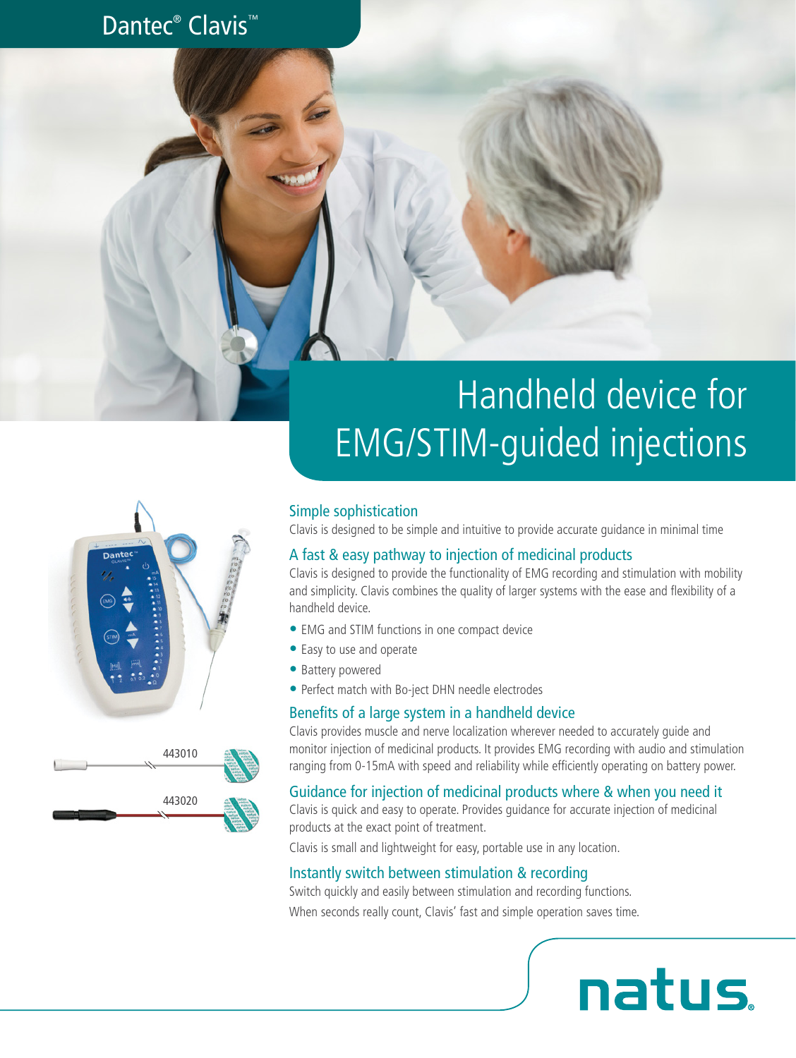Dantec® Clavis™

# Handheld device for EMG/STIM-guided injections

443010

443020

## Simple sophistication

Clavis is designed to be simple and intuitive to provide accurate guidance in minimal time

## A fast & easy pathway to injection of medicinal products

Clavis is designed to provide the functionality of EMG recording and stimulation with mobility and simplicity. Clavis combines the quality of larger systems with the ease and flexibility of a handheld device.

- EMG and STIM functions in one compact device
- Easy to use and operate
- Battery powered
- Perfect match with Bo-ject DHN needle electrodes

## Benefits of a large system in a handheld device

Clavis provides muscle and nerve localization wherever needed to accurately guide and monitor injection of medicinal products. It provides EMG recording with audio and stimulation ranging from 0-15mA with speed and reliability while efficiently operating on battery power.

## Guidance for injection of medicinal products where & when you need it

Clavis is quick and easy to operate. Provides guidance for accurate injection of medicinal products at the exact point of treatment.

Clavis is small and lightweight for easy, portable use in any location.

## Instantly switch between stimulation & recording

Switch quickly and easily between stimulation and recording functions.

When seconds really count, Clavis' fast and simple operation saves time.

natus.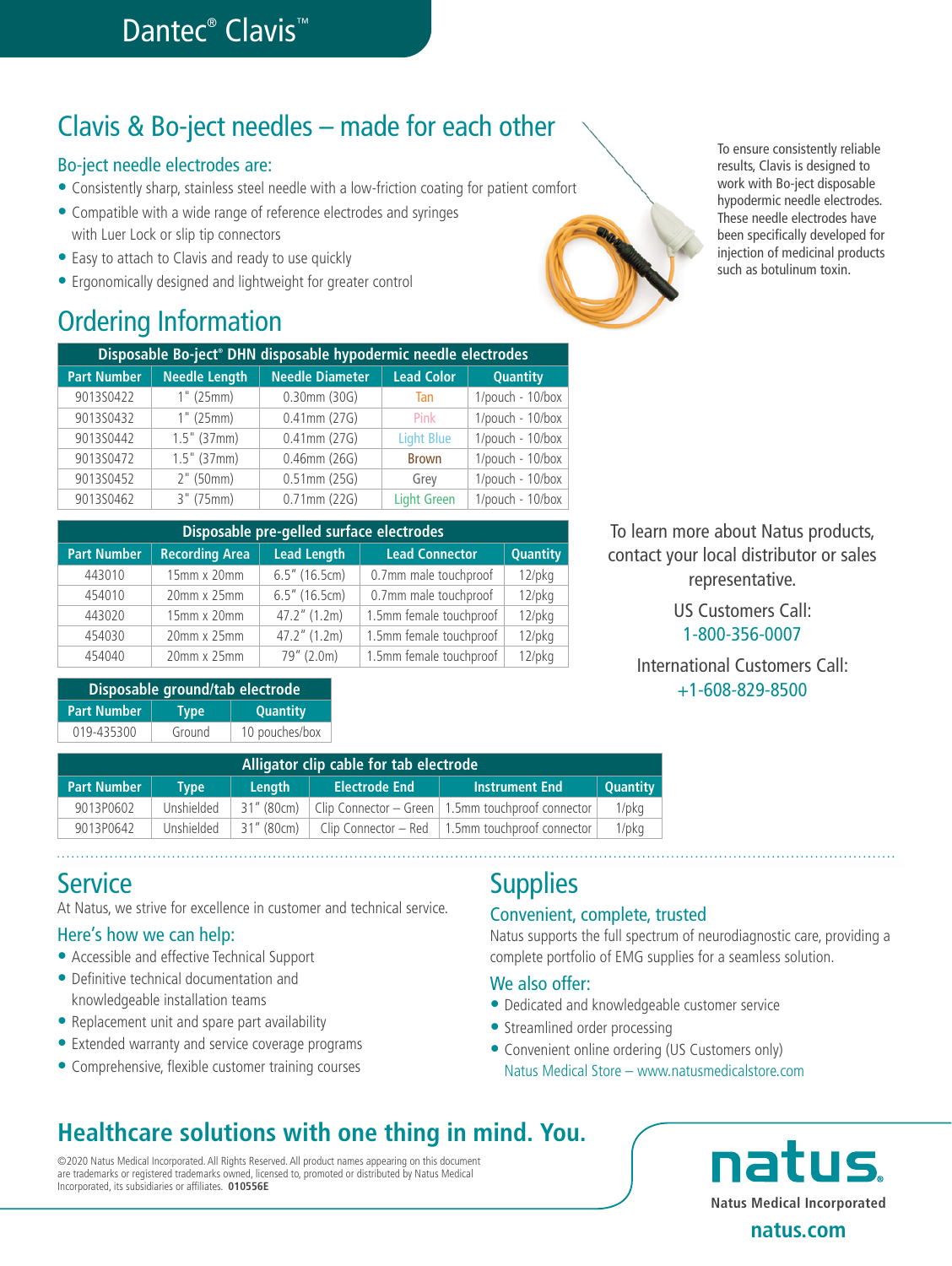# Clavis & Bo-ject needles – made for each other

## Bo-ject needle electrodes are:

- Consistently sharp, stainless steel needle with a low-friction coating for patient comfort
- Compatible with a wide range of reference electrodes and syringes with Luer Lock or slip tip connectors
- Easy to attach to Clavis and ready to use quickly
- Ergonomically designed and lightweight for greater control

To ensure consistently reliable results, Clavis is designed to work with Bo-ject disposable hypodermic needle electrodes. These needle electrodes have been specifically developed for injection of medicinal products such as botulinum toxin.

# Ordering Information

| Disposable Bo-ject® DHN disposable hypodermic needle electrodes | | | | |
|---|---|---|---|---|
| **Part Number** | **Needle Length** | **Needle Diameter** | **Lead Color** | **Quantity** |
| 9013S0422 | 1" (25mm) | 0.30mm (30G) | Tan | 1/pouch - 10/box |
| 9013S0432 | 1" (25mm) | 0.41mm (27G) | Pink | 1/pouch - 10/box |
| 9013S0442 | 1.5" (37mm) | 0.41mm (27G) | Light Blue | 1/pouch - 10/box |
| 9013S0472 | 1.5" (37mm) | 0.46mm (26G) | Brown | 1/pouch - 10/box |
| 9013S0452 | 2" (50mm) | 0.51mm (25G) | Grey | 1/pouch - 10/box |
| 9013S0462 | 3" (75mm) | 0.71mm (22G) | Light Green | 1/pouch - 10/box |

| Disposable pre-gelled surface electrodes | | | | |
|---|---|---|---|---|
| **Part Number** | **Recording Area** | **Lead Length** | **Lead Connector** | **Quantity** |
| 443010 | 15mm x 20mm | 6.5" (16.5cm) | 0.7mm male touchproof | 12/pkg |
| 454010 | 20mm x 25mm | 6.5" (16.5cm) | 0.7mm male touchproof | 12/pkg |
| 443020 | 15mm x 20mm | 47.2" (1.2m) | 1.5mm female touchproof | 12/pkg |
| 454030 | 20mm x 25mm | 47.2" (1.2m) | 1.5mm female touchproof | 12/pkg |
| 454040 | 20mm x 25mm | 79" (2.0m) | 1.5mm female touchproof | 12/pkg |

| Disposable ground/tab electrode | | |
|---|---|---|
| **Part Number** | **Type** | **Quantity** |
| 019-435300 | Ground | 10 pouches/box |

| Alligator clip cable for tab electrode | | | | | |
|---|---|---|---|---|---|
| **Part Number** | **Type** | **Length** | **Electrode End** | **Instrument End** | **Quantity** |
| 9013P0602 | Unshielded | 31" (80cm) | Clip Connector – Green | 1.5mm touchproof connector | 1/pkg |
| 9013P0642 | Unshielded | 31" (80cm) | Clip Connector – Red | 1.5mm touchproof connector | 1/pkg |

To learn more about Natus products, contact your local distributor or sales representative.

US Customers Call:
1-800-356-0007

International Customers Call:
+1-608-829-8500

# Service

At Natus, we strive for excellence in customer and technical service.

## Here's how we can help:

- Accessible and effective Technical Support
- Definitive technical documentation and knowledgeable installation teams
- Replacement unit and spare part availability
- Extended warranty and service coverage programs
- Comprehensive, flexible customer training courses

# Supplies

## Convenient, complete, trusted

Natus supports the full spectrum of neurodiagnostic care, providing a complete portfolio of EMG supplies for a seamless solution.

## We also offer:

- Dedicated and knowledgeable customer service
- Streamlined order processing
- Convenient online ordering (US Customers only)
  Natus Medical Store – www.natusmedicalstore.com

## Healthcare solutions with one thing in mind. You.

©2020 Natus Medical Incorporated. All Rights Reserved. All product names appearing on this document are trademarks or registered trademarks owned, licensed to, promoted or distributed by Natus Medical Incorporated, its subsidiaries or affiliates. **010556E**

natus.

Natus Medical Incorporated

natus.com